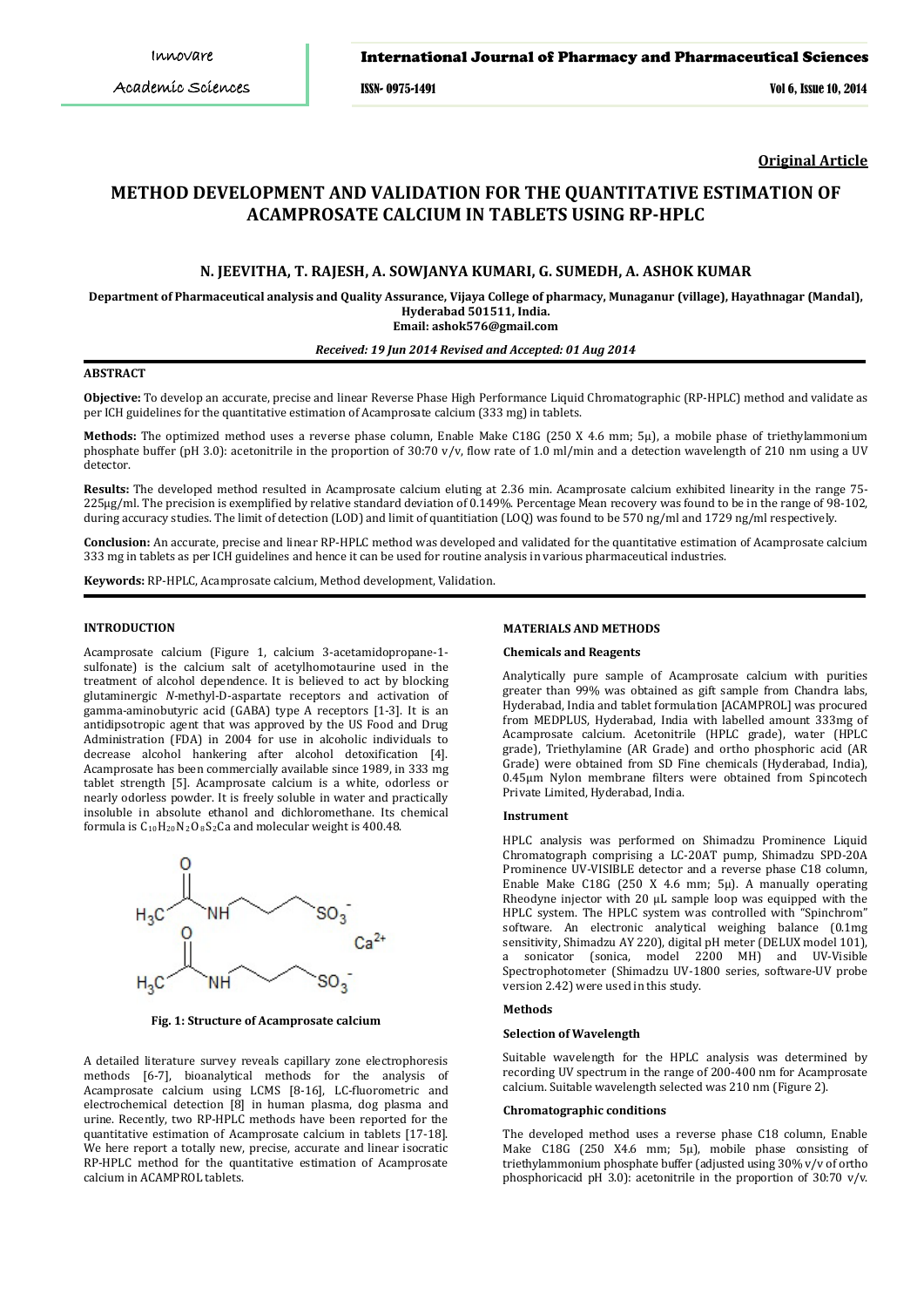**Original Article**

# METHOD DEVELOPMENT AND VALIDATION FOR THE QUANTITATIVE ESTIMATION OF ACAMPROSATE CALCIUM IN TABLETS USING RP-HPLC

**N. JEEVITHA, T. RAJESH, A. SOWJANYA KUMARI, G. SUMEDH, A. ASHOK KUMAR**

**Department of Pharmaceutical analysis and Quality Assurance, Vijaya College of pharmacy, Munaganur (village), Hayathnagar (Mandal), Hyderabad 501511, India.**
**Email: ashok576@gmail.com**

***Received: 19 Jun 2014 Revised and Accepted: 01 Aug 2014***

## ABSTRACT

**Objective:** To develop an accurate, precise and linear Reverse Phase High Performance Liquid Chromatographic (RP-HPLC) method and validate as per ICH guidelines for the quantitative estimation of Acamprosate calcium (333 mg) in tablets.

**Methods:** The optimized method uses a reverse phase column, Enable Make C18G (250 X 4.6 mm; 5μ), a mobile phase of triethylammonium phosphate buffer (pH 3.0): acetonitrile in the proportion of 30:70 v/v, flow rate of 1.0 ml/min and a detection wavelength of 210 nm using a UV detector.

**Results:** The developed method resulted in Acamprosate calcium eluting at 2.36 min. Acamprosate calcium exhibited linearity in the range 75-225μg/ml. The precision is exemplified by relative standard deviation of 0.149%. Percentage Mean recovery was found to be in the range of 98-102, during accuracy studies. The limit of detection (LOD) and limit of quantitiation (LOQ) was found to be 570 ng/ml and 1729 ng/ml respectively.

**Conclusion:** An accurate, precise and linear RP-HPLC method was developed and validated for the quantitative estimation of Acamprosate calcium 333 mg in tablets as per ICH guidelines and hence it can be used for routine analysis in various pharmaceutical industries.

**Keywords:** RP-HPLC, Acamprosate calcium, Method development, Validation.

## INTRODUCTION

Acamprosate calcium (Figure 1, calcium 3-acetamidopropane-1-sulfonate) is the calcium salt of acetylhomotaurine used in the treatment of alcohol dependence. It is believed to act by blocking glutaminergic *N*-methyl-D-aspartate receptors and activation of gamma-aminobutyric acid (GABA) type A receptors [1-3]. It is an antidipsotropic agent that was approved by the US Food and Drug Administration (FDA) in 2004 for use in alcoholic individuals to decrease alcohol hankering after alcohol detoxification [4]. Acamprosate has been commercially available since 1989, in 333 mg tablet strength [5]. Acamprosate calcium is a white, odorless or nearly odorless powder. It is freely soluble in water and practically insoluble in absolute ethanol and dichloromethane. Its chemical formula is $C_{10}H_{20}N_2O_8S_2Ca$ and molecular weight is 400.48.

**Fig. 1: Structure of Acamprosate calcium**

A detailed literature survey reveals capillary zone electrophoresis methods [6-7], bioanalytical methods for the analysis of Acamprosate calcium using LCMS [8-16], LC-fluorometric and electrochemical detection [8] in human plasma, dog plasma and urine. Recently, two RP-HPLC methods have been reported for the quantitative estimation of Acamprosate calcium in tablets [17-18]. We here report a totally new, precise, accurate and linear isocratic RP-HPLC method for the quantitative estimation of Acamprosate calcium in ACAMPROL tablets.

## MATERIALS AND METHODS

### Chemicals and Reagents

Analytically pure sample of Acamprosate calcium with purities greater than 99% was obtained as gift sample from Chandra labs, Hyderabad, India and tablet formulation [ACAMPROL] was procured from MEDPLUS, Hyderabad, India with labelled amount 333mg of Acamprosate calcium. Acetonitrile (HPLC grade), water (HPLC grade), Triethylamine (AR Grade) and ortho phosphoric acid (AR Grade) were obtained from SD Fine chemicals (Hyderabad, India), 0.45μm Nylon membrane filters were obtained from Spincotech Private Limited, Hyderabad, India.

### Instrument

HPLC analysis was performed on Shimadzu Prominence Liquid Chromatograph comprising a LC-20AT pump, Shimadzu SPD-20A Prominence UV-VISIBLE detector and a reverse phase C18 column, Enable Make C18G (250 X 4.6 mm; 5μ). A manually operating Rheodyne injector with 20 μL sample loop was equipped with the HPLC system. The HPLC system was controlled with "Spinchrom" software. An electronic analytical weighing balance (0.1mg sensitivity, Shimadzu AY 220), digital pH meter (DELUX model 101), a sonicator (sonica, model 2200 MH) and UV-Visible Spectrophotometer (Shimadzu UV-1800 series, software-UV probe version 2.42) were used in this study.

### Methods

#### Selection of Wavelength

Suitable wavelength for the HPLC analysis was determined by recording UV spectrum in the range of 200-400 nm for Acamprosate calcium. Suitable wavelength selected was 210 nm (Figure 2).

#### Chromatographic conditions

The developed method uses a reverse phase C18 column, Enable Make C18G (250 X4.6 mm; 5μ), mobile phase consisting of triethylammonium phosphate buffer (adjusted using 30% v/v of ortho phosphoricacid pH 3.0): acetonitrile in the proportion of 30:70 v/v.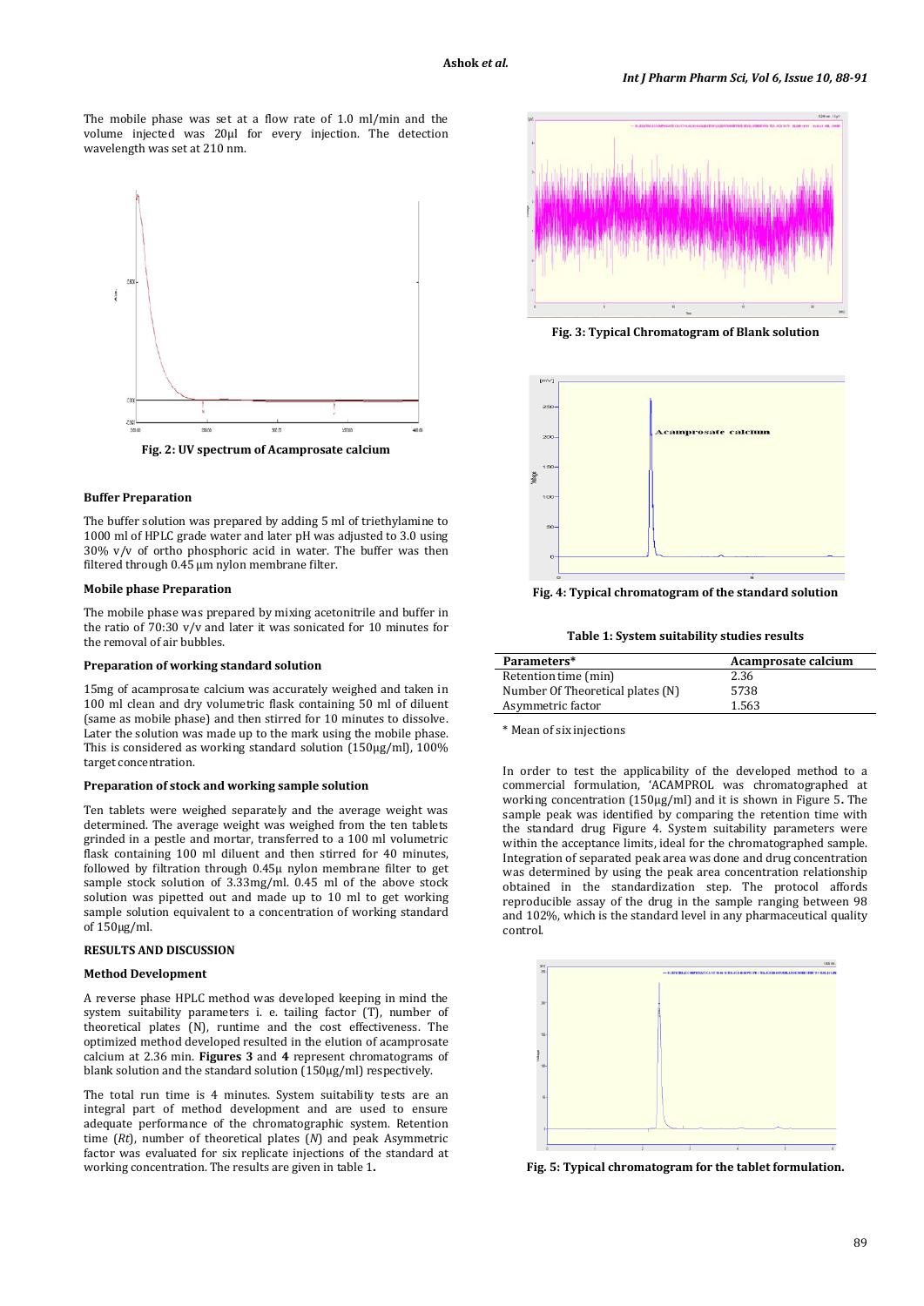The mobile phase was set at a flow rate of 1.0 ml/min and the volume injected was 20µl for every injection. The detection wavelength was set at 210 nm.

Fig. 2: UV spectrum of Acamprosate calcium

### Buffer Preparation

The buffer solution was prepared by adding 5 ml of triethylamine to 1000 ml of HPLC grade water and later pH was adjusted to 3.0 using 30% v/v of ortho phosphoric acid in water. The buffer was then filtered through 0.45 µm nylon membrane filter.

### Mobile phase Preparation

The mobile phase was prepared by mixing acetonitrile and buffer in the ratio of 70:30 v/v and later it was sonicated for 10 minutes for the removal of air bubbles.

### Preparation of working standard solution

15mg of acamprosate calcium was accurately weighed and taken in 100 ml clean and dry volumetric flask containing 50 ml of diluent (same as mobile phase) and then stirred for 10 minutes to dissolve. Later the solution was made up to the mark using the mobile phase. This is considered as working standard solution (150µg/ml), 100% target concentration.

### Preparation of stock and working sample solution

Ten tablets were weighed separately and the average weight was determined. The average weight was weighed from the ten tablets grinded in a pestle and mortar, transferred to a 100 ml volumetric flask containing 100 ml diluent and then stirred for 40 minutes, followed by filtration through 0.45µ nylon membrane filter to get sample stock solution of 3.33mg/ml. 0.45 ml of the above stock solution was pipetted out and made up to 10 ml to get working sample solution equivalent to a concentration of working standard of 150µg/ml.

## RESULTS AND DISCUSSION

### Method Development

A reverse phase HPLC method was developed keeping in mind the system suitability parameters i. e. tailing factor (T), number of theoretical plates (N), runtime and the cost effectiveness. The optimized method developed resulted in the elution of acamprosate calcium at 2.36 min. **Figures 3** and **4** represent chromatograms of blank solution and the standard solution (150µg/ml) respectively.

The total run time is 4 minutes. System suitability tests are an integral part of method development and are used to ensure adequate performance of the chromatographic system. Retention time (*Rt*), number of theoretical plates (*N*) and peak Asymmetric factor was evaluated for six replicate injections of the standard at working concentration. The results are given in table 1**.**

Fig. 3: Typical Chromatogram of Blank solution

Fig. 4: Typical chromatogram of the standard solution

Table 1: System suitability studies results

| Parameters* | Acamprosate calcium |
|---|---|
| Retention time (min) | 2.36 |
| Number Of Theoretical plates (N) | 5738 |
| Asymmetric factor | 1.563 |

\* Mean of six injections

In order to test the applicability of the developed method to a commercial formulation, 'ACAMPROL was chromatographed at working concentration (150µg/ml) and it is shown in Figure 5**.** The sample peak was identified by comparing the retention time with the standard drug Figure 4. System suitability parameters were within the acceptance limits, ideal for the chromatographed sample. Integration of separated peak area was done and drug concentration was determined by using the peak area concentration relationship obtained in the standardization step. The protocol affords reproducible assay of the drug in the sample ranging between 98 and 102%, which is the standard level in any pharmaceutical quality control.

Fig. 5: Typical chromatogram for the tablet formulation.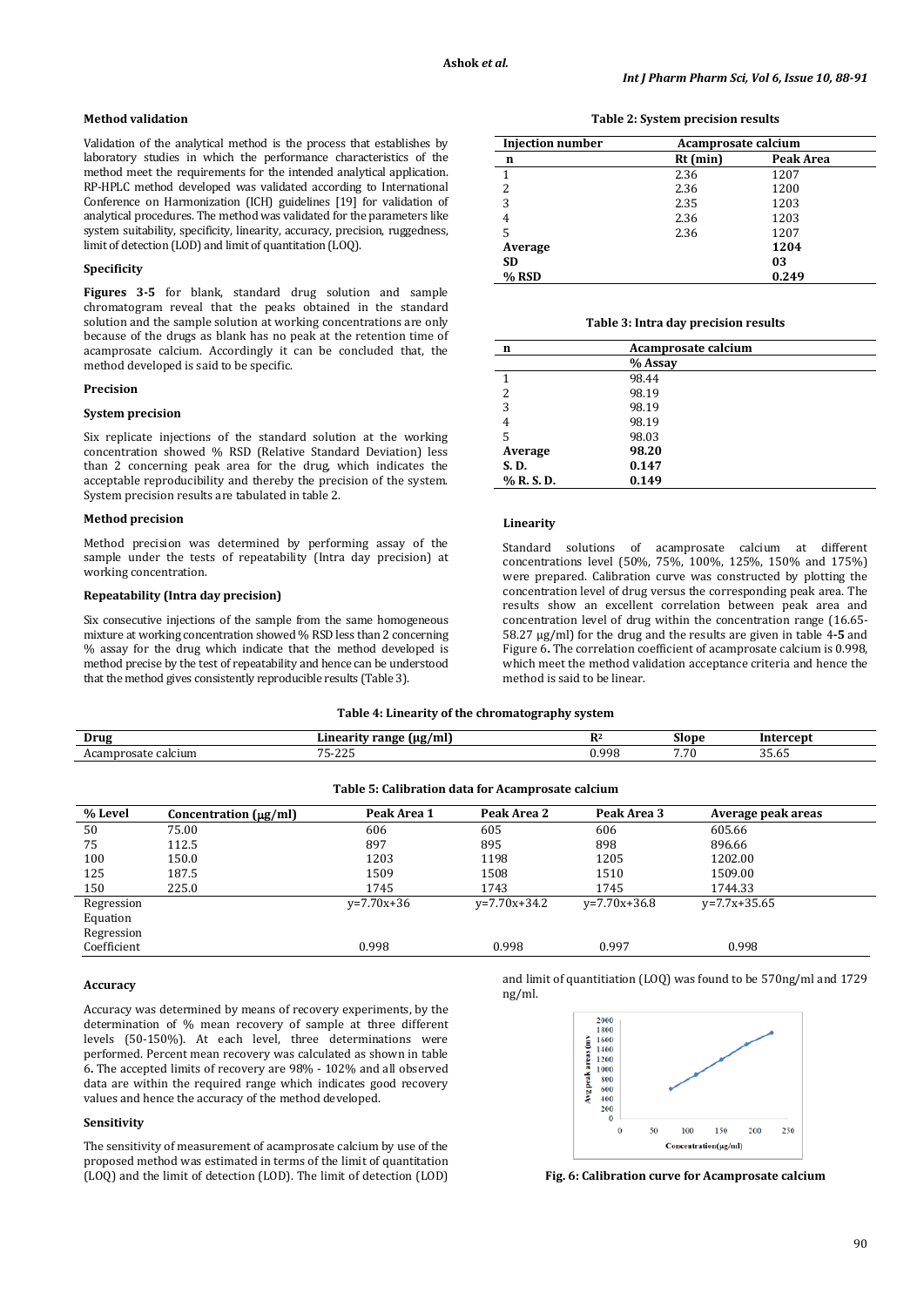### Method validation

Validation of the analytical method is the process that establishes by laboratory studies in which the performance characteristics of the method meet the requirements for the intended analytical application. RP-HPLC method developed was validated according to International Conference on Harmonization (ICH) guidelines [19] for validation of analytical procedures. The method was validated for the parameters like system suitability, specificity, linearity, accuracy, precision, ruggedness, limit of detection (LOD) and limit of quantitation (LOQ).

### Specificity

**Figures 3-5** for blank, standard drug solution and sample chromatogram reveal that the peaks obtained in the standard solution and the sample solution at working concentrations are only because of the drugs as blank has no peak at the retention time of acamprosate calcium. Accordingly it can be concluded that, the method developed is said to be specific.

### Precision

### System precision

Six replicate injections of the standard solution at the working concentration showed % RSD (Relative Standard Deviation) less than 2 concerning peak area for the drug, which indicates the acceptable reproducibility and thereby the precision of the system. System precision results are tabulated in table 2.

### Method precision

Method precision was determined by performing assay of the sample under the tests of repeatability (Intra day precision) at working concentration.

### Repeatability (Intra day precision)

Six consecutive injections of the sample from the same homogeneous mixture at working concentration showed % RSD less than 2 concerning % assay for the drug which indicate that the method developed is method precise by the test of repeatability and hence can be understood that the method gives consistently reproducible results (Table 3).

**Table 2: System precision results**

| Injection number | Acamprosate calcium | |
|---|---|---|
| **n** | **Rt (min)** | **Peak Area** |
| 1 | 2.36 | 1207 |
| 2 | 2.36 | 1200 |
| 3 | 2.35 | 1203 |
| 4 | 2.36 | 1203 |
| 5 | 2.36 | 1207 |
| **Average** | | **1204** |
| **SD** | | **03** |
| **% RSD** | | **0.249** |

**Table 3: Intra day precision results**

| n | Acamprosate calcium |
|---|---|
| | % Assay |
| 1 | 98.44 |
| 2 | 98.19 |
| 3 | 98.19 |
| 4 | 98.19 |
| 5 | 98.03 |
| **Average** | **98.20** |
| **S. D.** | **0.147** |
| **% R. S. D.** | **0.149** |

### Linearity

Standard solutions of acamprosate calcium at different concentrations level (50%, 75%, 100%, 125%, 150% and 175%) were prepared. Calibration curve was constructed by plotting the concentration level of drug versus the corresponding peak area. The results show an excellent correlation between peak area and concentration level of drug within the concentration range (16.65-58.27 μg/ml) for the drug and the results are given in table 4-5 and Figure 6. The correlation coefficient of acamprosate calcium is 0.998, which meet the method validation acceptance criteria and hence the method is said to be linear.

**Table 4: Linearity of the chromatography system**

| Drug | Linearity range (μg/ml) | $R^2$ | Slope | Intercept |
|---|---|---|---|---|
| Acamprosate calcium | 75-225 | 0.998 | 7.70 | 35.65 |

**Table 5: Calibration data for Acamprosate calcium**

| % Level | Concentration (μg/ml) | Peak Area 1 | Peak Area 2 | Peak Area 3 | Average peak areas |
|---|---|---|---|---|---|
| 50 | 75.00 | 606 | 605 | 606 | 605.66 |
| 75 | 112.5 | 897 | 895 | 898 | 896.66 |
| 100 | 150.0 | 1203 | 1198 | 1205 | 1202.00 |
| 125 | 187.5 | 1509 | 1508 | 1510 | 1509.00 |
| 150 | 225.0 | 1745 | 1743 | 1745 | 1744.33 |
| Regression Equation | | y=7.70x+36 | y=7.70x+34.2 | y=7.70x+36.8 | y=7.7x+35.65 |
| Regression Coefficient | | 0.998 | 0.998 | 0.997 | 0.998 |

### Accuracy

Accuracy was determined by means of recovery experiments, by the determination of % mean recovery of sample at three different levels (50-150%). At each level, three determinations were performed. Percent mean recovery was calculated as shown in table 6. The accepted limits of recovery are 98% - 102% and all observed data are within the required range which indicates good recovery values and hence the accuracy of the method developed.

### Sensitivity

The sensitivity of measurement of acamprosate calcium by use of the proposed method was estimated in terms of the limit of quantitation (LOQ) and the limit of detection (LOD). The limit of detection (LOD) and limit of quantitiation (LOQ) was found to be 570ng/ml and 1729 ng/ml.

**Fig. 6: Calibration curve for Acamprosate calcium**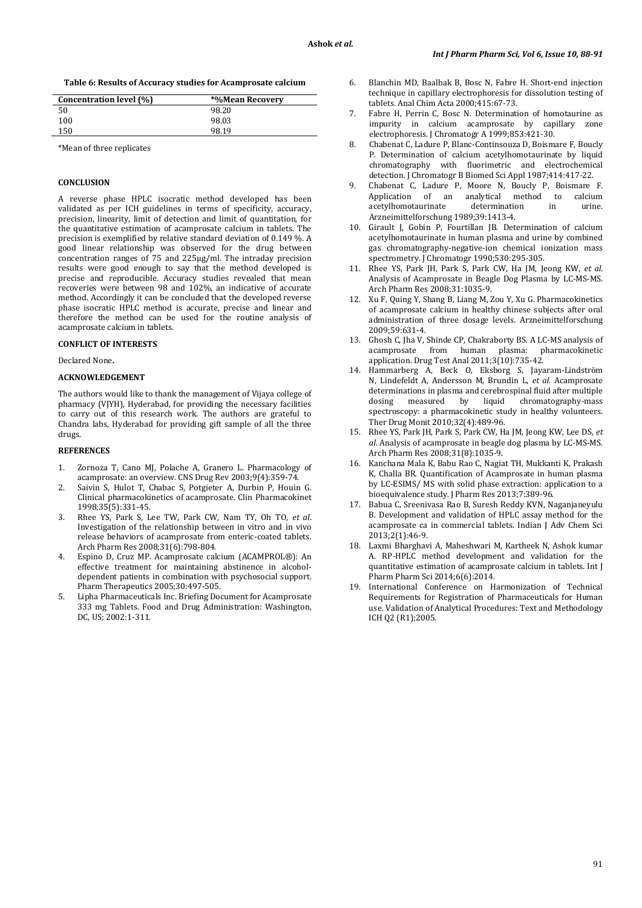**Table 6: Results of Accuracy studies for Acamprosate calcium**

| Concentration level (%) | *%Mean Recovery |
|---|---|
| 50 | 98.20 |
| 100 | 98.03 |
| 150 | 98.19 |

*Mean of three replicates

## CONCLUSION

A reverse phase HPLC isocratic method developed has been validated as per ICH guidelines in terms of specificity, accuracy, precision, linearity, limit of detection and limit of quantitation, for the quantitative estimation of acamprosate calcium in tablets. The precision is exemplified by relative standard deviation of 0.149 %. A good linear relationship was observed for the drug between concentration ranges of 75 and 225µg/ml. The intraday precision results were good enough to say that the method developed is precise and reproducible. Accuracy studies revealed that mean recoveries were between 98 and 102%, an indicative of accurate method. Accordingly it can be concluded that the developed reverse phase isocratic HPLC method is accurate, precise and linear and therefore the method can be used for the routine analysis of acamprosate calcium in tablets.

## CONFLICT OF INTERESTS

Declared None**.**

## ACKNOWLEDGEMENT

The authors would like to thank the management of Vijaya college of pharmacy (VJYH), Hyderabad, for providing the necessary facilities to carry out of this research work. The authors are grateful to Chandra labs, Hyderabad for providing gift sample of all the three drugs.

## REFERENCES

1. Zornoza T, Cano MJ, Polache A, Granero L. Pharmacology of acamprosate: an overview. CNS Drug Rev 2003;9(4):359-74.
2. Saivin S, Hulot T, Chabac S, Potgieter A, Durbin P, Houin G. Clinical pharmacokinetics of acamprosate. Clin Pharmacokinet 1998;35(5):331-45.
3. Rhee YS, Park S, Lee TW, Park CW, Nam TY, Oh TO, *et al*. Investigation of the relationship between in vitro and in vivo release behaviors of acamprosate from enteric-coated tablets. Arch Pharm Res 2008;31(6):798-804.
4. Espino D, Cruz MP. Acamprosate calcium (ACAMPROL®): An effective treatment for maintaining abstinence in alcohol-dependent patients in combination with psychosocial support. Pharm Therapeutics 2005;30:497-505.
5. Lipha Pharmaceuticals Inc. Briefing Document for Acamprosate 333 mg Tablets. Food and Drug Administration: Washington, DC, US; 2002:1-311.
6. Blanchin MD, Baalbak B, Bosc N, Fabre H. Short-end injection technique in capillary electrophoresis for dissolution testing of tablets. Anal Chim Acta 2000;415:67-73.
7. Fabre H, Perrin C, Bosc N. Determination of homotaurine as impurity in calcium acamprosate by capillary zone electrophoresis. J Chromatogr A 1999;853:421-30.
8. Chabenat C, Ladure P, Blanc-Continsouza D, Boismare F, Boucly P. Determination of calcium acetylhomotaurinate by liquid chromatography with fluorimetric and electrochemical detection. J Chromatogr B Biomed Sci Appl 1987;414:417-22.
9. Chabenat C, Ladure P, Moore N, Boucly P, Boismare F. Application of an analytical method to calcium acetylhomotaurinate determination in urine. Arzneimittelforschung 1989;39:1413-4.
10. Girault J, Gobin P, Fourtillan JB. Determination of calcium acetylhomotaurinate in human plasma and urine by combined gas chromatography-negative-ion chemical ionization mass spectrometry. J Chromatogr 1990;530:295-305.
11. Rhee YS, Park JH, Park S, Park CW, Ha JM, Jeong KW, *et al*. Analysis of Acamprosate in Beagle Dog Plasma by LC-MS-MS. Arch Pharm Res 2008;31:1035-9.
12. Xu F, Quing Y, Shang B, Liang M, Zou Y, Xu G. Pharmacokinetics of acamprosate calcium in healthy chinese subjects after oral administration of three dosage levels. Arzneimittelforschung 2009;59:631-4.
13. Ghosh C, Jha V, Shinde CP, Chakraborty BS. A LC-MS analysis of acamprosate from human plasma: pharmacokinetic application. Drug Test Anal 2011;3(10):735-42.
14. Hammarberg A, Beck O, Eksborg S, Jayaram-Lindström N, Lindefeldt A, Andersson M, Brundin L, *et al*. Acamprosate determinations in plasma and cerebrospinal fluid after multiple dosing measured by liquid chromatography-mass spectroscopy: a pharmacokinetic study in healthy volunteers. Ther Drug Monit 2010;32(4):489-96.
15. Rhee YS, Park JH, Park S, Park CW, Ha JM, Jeong KW, Lee DS, *et al*. Analysis of acamprosate in beagle dog plasma by LC-MS-MS. Arch Pharm Res 2008;31(8):1035-9.
16. Kanchana Mala K, Babu Rao C, Nagiat TH, Mukkanti K, Prakash K, Challa BR. Quantification of Acamprosate in human plasma by LC-ESIMS/ MS with solid phase extraction: application to a bioequivalence study. J Pharm Res 2013;7:389-96.
17. Babua C, Sreenivasa Rao B, Suresh Reddy KVN, Naganjaneyulu B. Development and validation of HPLC assay method for the acamprosate ca in commercial tablets. Indian J Adv Chem Sci 2013;2(1):46-9.
18. Laxmi Bharghavi A, Maheshwari M, Kartheek N, Ashok kumar A. RP-HPLC method development and validation for the quantitative estimation of acamprosate calcium in tablets. Int J Pharm Pharm Sci 2014;6(6):2014.
19. International Conference on Harmonization of Technical Requirements for Registration of Pharmaceuticals for Human use. Validation of Analytical Procedures: Text and Methodology ICH Q2 (R1);2005.